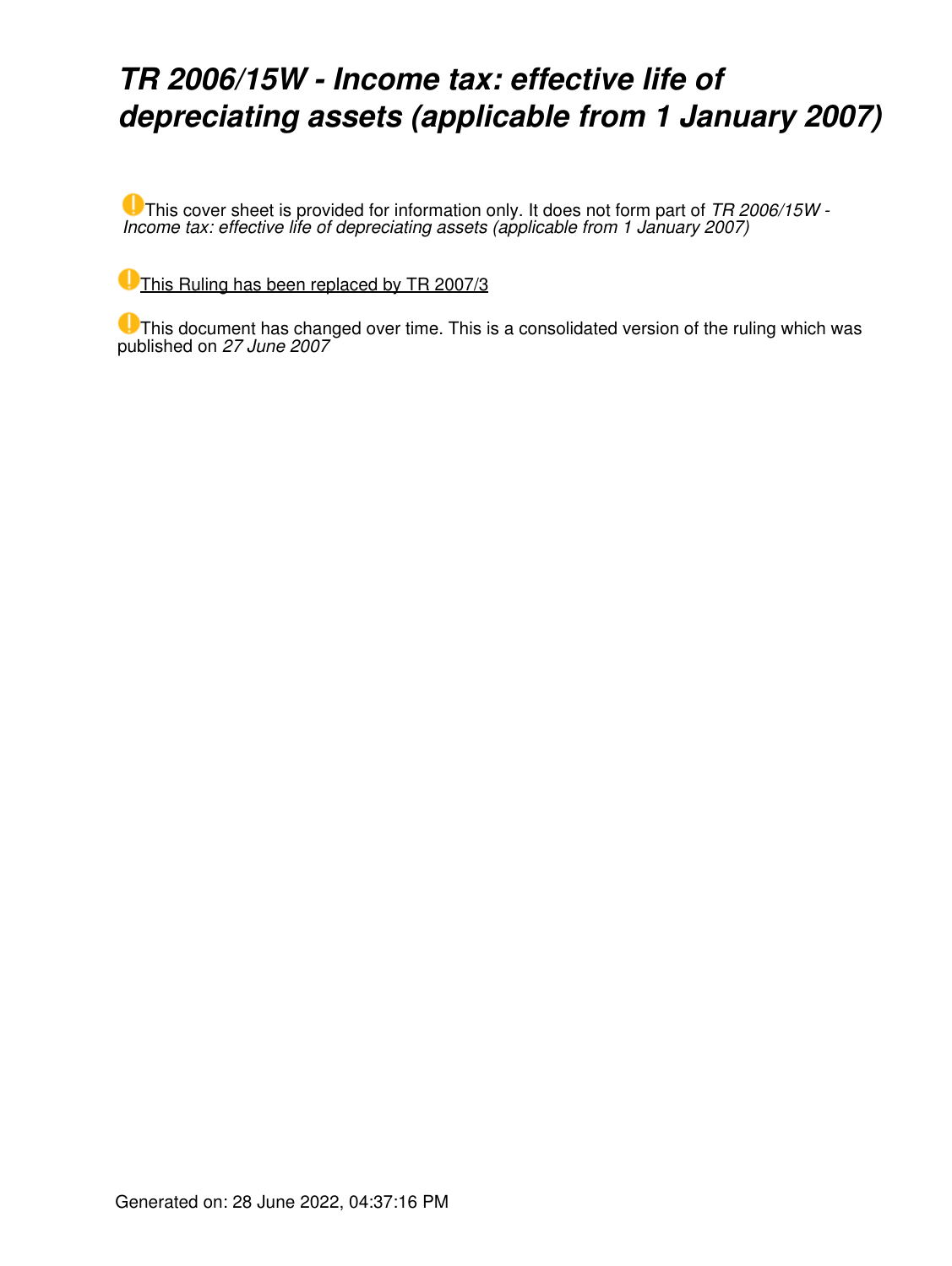# *TR 2006/15W - Income tax: effective life of depreciating assets (applicable from 1 January 2007)*

This cover sheet is provided for information only. It does not form part of *TR 2006/15W - Income tax: effective life of depreciating assets (applicable from 1 January 2007)*

This Ruling has been replaced by TR 2007/3

This document has changed over time. This is a consolidated version of the ruling which was published on *27 June 2007*

Generated on: 28 June 2022, 04:37:16 PM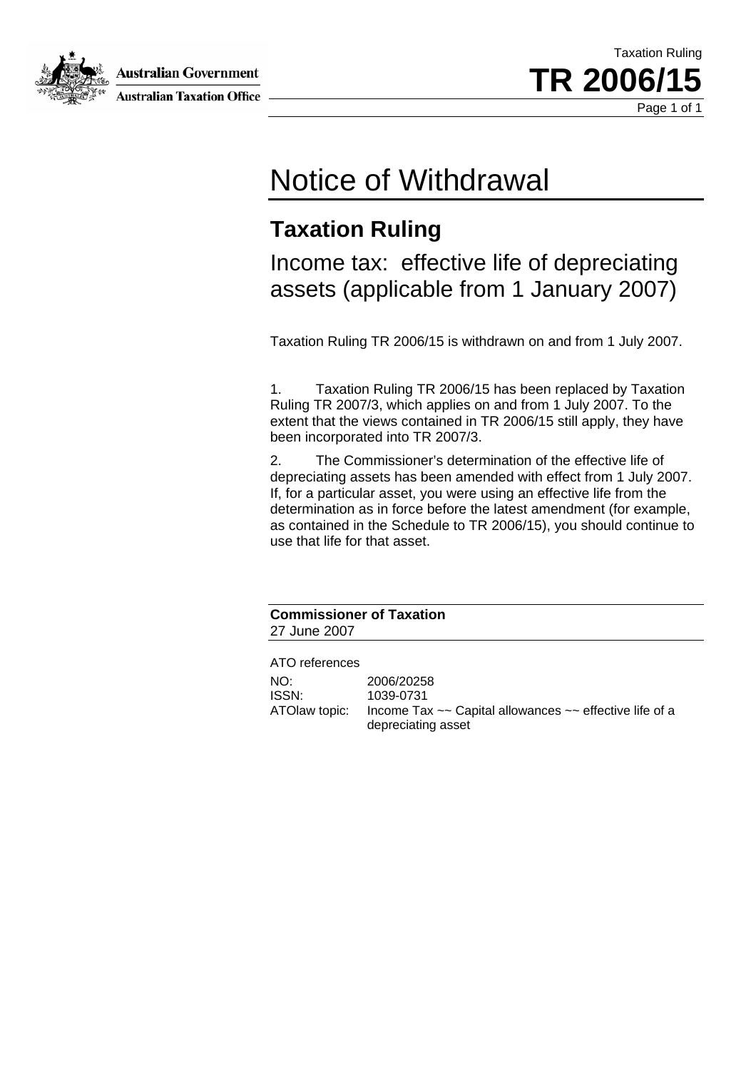# Notice of Withdrawal

## Taxation Ruling

### Income tax: effective life of depreciating assets (applicable from 1 January 2007)

Taxation Ruling TR 2006/15 is withdrawn on and from 1 July 2007.

1. Taxation Ruling TR 2006/15 has been replaced by Taxation Ruling TR 2007/3, which applies on and from 1 July 2007. To the extent that the views contained in TR 2006/15 still apply, they have been incorporated into TR 2007/3.

2. The Commissioner's determination of the effective life of depreciating assets has been amended with effect from 1 July 2007. If, for a particular asset, you were using an effective life from the determination as in force before the latest amendment (for example, as contained in the Schedule to TR 2006/15), you should continue to use that life for that asset.

**Commissioner of Taxation**
27 June 2007

ATO references

| | |
|---|---|
| NO: | 2006/20258 |
| ISSN: | 1039-0731 |
| ATOlaw topic: | Income Tax ~~ Capital allowances ~~ effective life of a depreciating asset |